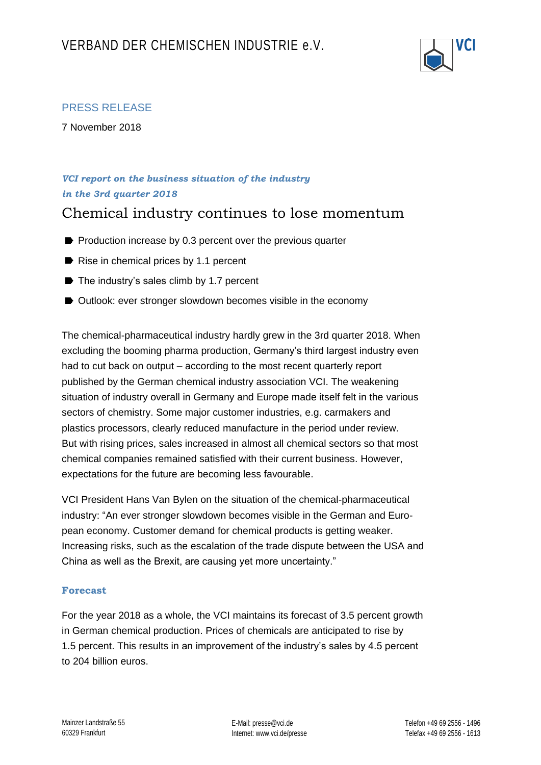# VERBAND DER CHEMISCHEN INDUSTRIE e.V.

PRESS RELEASE

7 November 2018

***VCI report on the business situation of the industry in the 3rd quarter 2018***

## Chemical industry continues to lose momentum

- Production increase by 0.3 percent over the previous quarter
- Rise in chemical prices by 1.1 percent
- The industry's sales climb by 1.7 percent
- Outlook: ever stronger slowdown becomes visible in the economy

The chemical-pharmaceutical industry hardly grew in the 3rd quarter 2018. When excluding the booming pharma production, Germany's third largest industry even had to cut back on output – according to the most recent quarterly report published by the German chemical industry association VCI. The weakening situation of industry overall in Germany and Europe made itself felt in the various sectors of chemistry. Some major customer industries, e.g. carmakers and plastics processors, clearly reduced manufacture in the period under review. But with rising prices, sales increased in almost all chemical sectors so that most chemical companies remained satisfied with their current business. However, expectations for the future are becoming less favourable.

VCI President Hans Van Bylen on the situation of the chemical-pharmaceutical industry: "An ever stronger slowdown becomes visible in the German and European economy. Customer demand for chemical products is getting weaker. Increasing risks, such as the escalation of the trade dispute between the USA and China as well as the Brexit, are causing yet more uncertainty."

### Forecast

For the year 2018 as a whole, the VCI maintains its forecast of 3.5 percent growth in German chemical production. Prices of chemicals are anticipated to rise by 1.5 percent. This results in an improvement of the industry's sales by 4.5 percent to 204 billion euros.

Mainzer Landstraße 55
60329 Frankfurt

E-Mail: presse@vci.de
Internet: www.vci.de/presse

Telefon +49 69 2556 - 1496
Telefax +49 69 2556 - 1613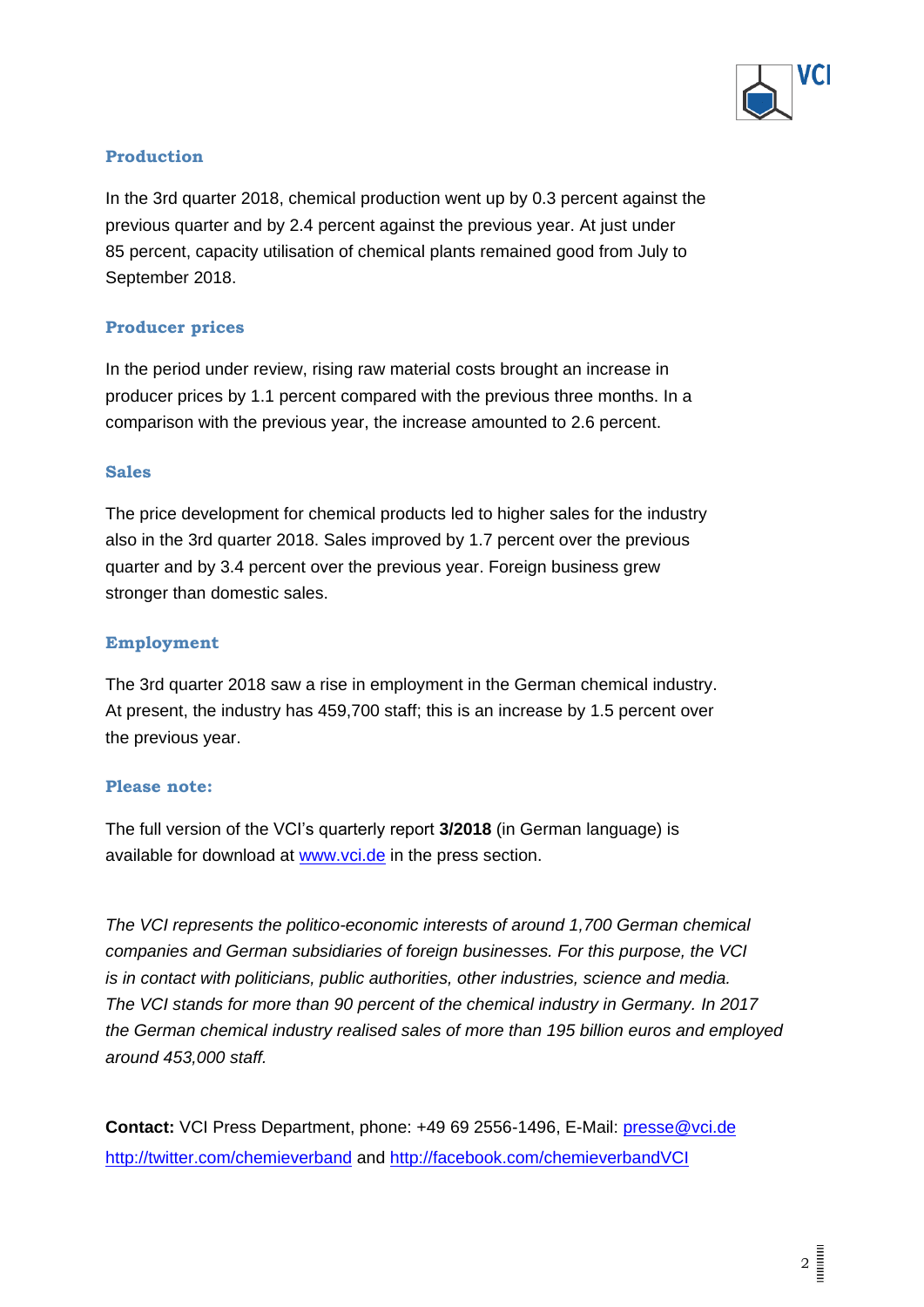## Production

In the 3rd quarter 2018, chemical production went up by 0.3 percent against the previous quarter and by 2.4 percent against the previous year. At just under 85 percent, capacity utilisation of chemical plants remained good from July to September 2018.

## Producer prices

In the period under review, rising raw material costs brought an increase in producer prices by 1.1 percent compared with the previous three months. In a comparison with the previous year, the increase amounted to 2.6 percent.

## Sales

The price development for chemical products led to higher sales for the industry also in the 3rd quarter 2018. Sales improved by 1.7 percent over the previous quarter and by 3.4 percent over the previous year. Foreign business grew stronger than domestic sales.

## Employment

The 3rd quarter 2018 saw a rise in employment in the German chemical industry. At present, the industry has 459,700 staff; this is an increase by 1.5 percent over the previous year.

## Please note:

The full version of the VCI's quarterly report **3/2018** (in German language) is available for download at www.vci.de in the press section.

*The VCI represents the politico-economic interests of around 1,700 German chemical companies and German subsidiaries of foreign businesses. For this purpose, the VCI is in contact with politicians, public authorities, other industries, science and media. The VCI stands for more than 90 percent of the chemical industry in Germany. In 2017 the German chemical industry realised sales of more than 195 billion euros and employed around 453,000 staff.*

**Contact:** VCI Press Department, phone: +49 69 2556-1496, E-Mail: presse@vci.de
http://twitter.com/chemieverband and http://facebook.com/chemieverbandVCI